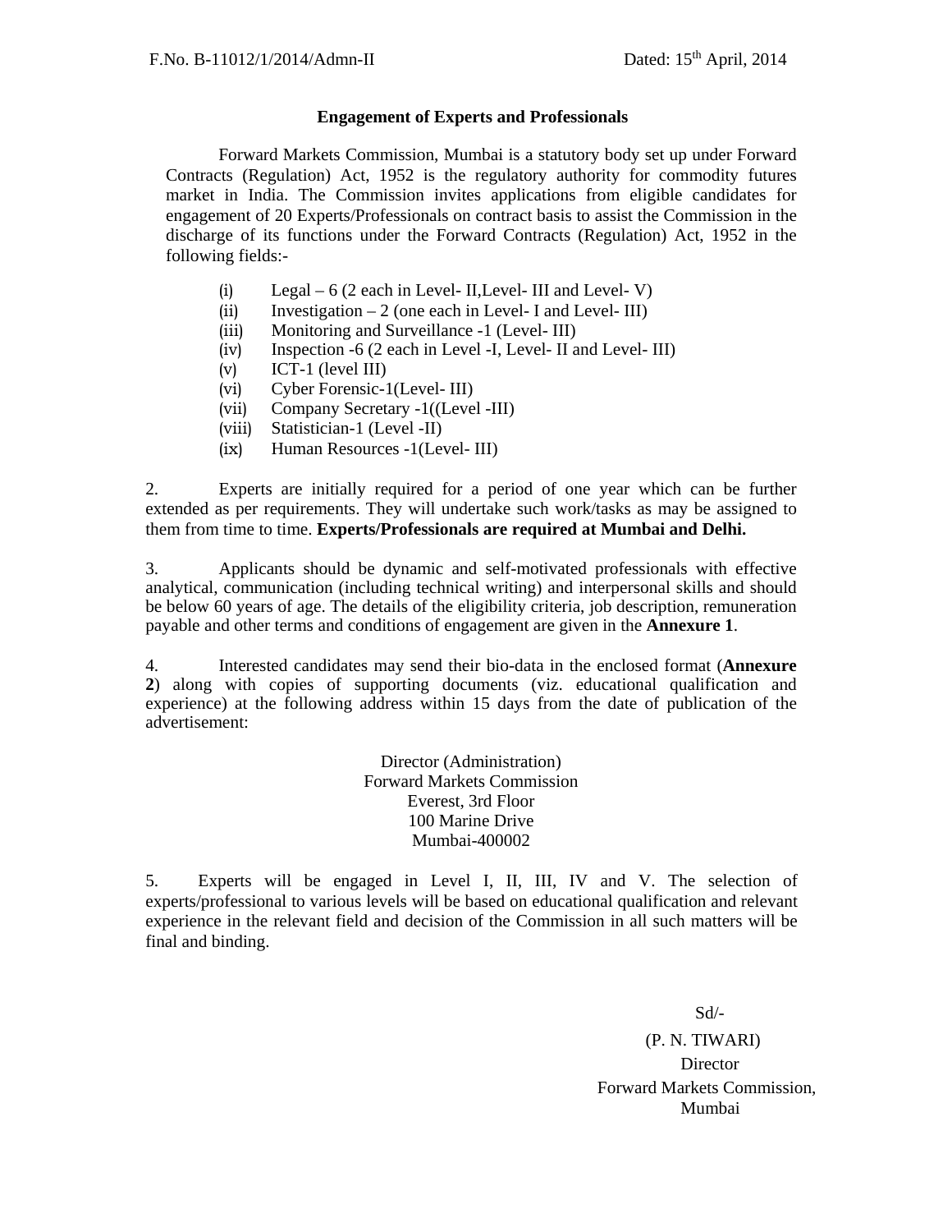F.No. B-11012/1/2014/Admn-II Dated: 15th April, 2014

**Engagement of Experts and Professionals**

Forward Markets Commission, Mumbai is a statutory body set up under Forward Contracts (Regulation) Act, 1952 is the regulatory authority for commodity futures market in India. The Commission invites applications from eligible candidates for engagement of 20 Experts/Professionals on contract basis to assist the Commission in the discharge of its functions under the Forward Contracts (Regulation) Act, 1952 in the following fields:-

(i) Legal – 6 (2 each in Level- II,Level- III and Level- V)
(ii) Investigation – 2 (one each in Level- I and Level- III)
(iii) Monitoring and Surveillance -1 (Level- III)
(iv) Inspection -6 (2 each in Level -I, Level- II and Level- III)
(v) ICT-1 (level III)
(vi) Cyber Forensic-1(Level- III)
(vii) Company Secretary -1((Level -III)
(viii) Statistician-1 (Level -II)
(ix) Human Resources -1(Level- III)

2. Experts are initially required for a period of one year which can be further extended as per requirements. They will undertake such work/tasks as may be assigned to them from time to time. **Experts/Professionals are required at Mumbai and Delhi.**

3. Applicants should be dynamic and self-motivated professionals with effective analytical, communication (including technical writing) and interpersonal skills and should be below 60 years of age. The details of the eligibility criteria, job description, remuneration payable and other terms and conditions of engagement are given in the **Annexure 1**.

4. Interested candidates may send their bio-data in the enclosed format (**Annexure 2**) along with copies of supporting documents (viz. educational qualification and experience) at the following address within 15 days from the date of publication of the advertisement:

Director (Administration)
Forward Markets Commission
Everest, 3rd Floor
100 Marine Drive
Mumbai-400002

5. Experts will be engaged in Level I, II, III, IV and V. The selection of experts/professional to various levels will be based on educational qualification and relevant experience in the relevant field and decision of the Commission in all such matters will be final and binding.

Sd/-
(P. N. TIWARI)
Director
Forward Markets Commission,
Mumbai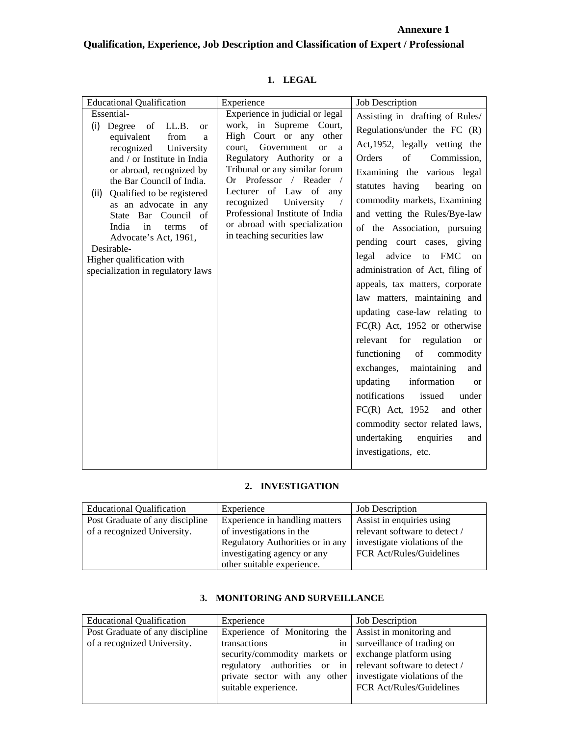**Annexure 1**

## Qualification, Experience, Job Description and Classification of Expert / Professional

### 1. LEGAL

| Educational Qualification | Experience | Job Description |
|---|---|---|
| Essential-<br>(i) Degree of LL.B. or equivalent from a recognized University and / or Institute in India or abroad, recognized by the Bar Council of India.<br>(ii) Qualified to be registered as an advocate in any State Bar Council of India in terms of Advocate's Act, 1961,<br>Desirable-<br>Higher qualification with specialization in regulatory laws | Experience in judicial or legal work, in Supreme Court, High Court or any other court, Government or a Regulatory Authority or a Tribunal or any similar forum Or Professor / Reader / Lecturer of Law of any recognized University / Professional Institute of India or abroad with specialization in teaching securities law | Assisting in drafting of Rules/ Regulations/under the FC (R) Act,1952, legally vetting the Orders of Commission, Examining the various legal statutes having bearing on commodity markets, Examining and vetting the Rules/Bye-law of the Association, pursuing pending court cases, giving legal advice to FMC on administration of Act, filing of appeals, tax matters, corporate law matters, maintaining and updating case-law relating to FC(R) Act, 1952 or otherwise relevant for regulation or functioning of commodity exchanges, maintaining and updating information or notifications issued under FC(R) Act, 1952 and other commodity sector related laws, undertaking enquiries and investigations, etc. |

### 2. INVESTIGATION

| Educational Qualification | Experience | Job Description |
|---|---|---|
| Post Graduate of any discipline of a recognized University. | Experience in handling matters of investigations in the Regulatory Authorities or in any investigating agency or any other suitable experience. | Assist in enquiries using relevant software to detect / investigate violations of the FCR Act/Rules/Guidelines |

### 3. MONITORING AND SURVEILLANCE

| Educational Qualification | Experience | Job Description |
|---|---|---|
| Post Graduate of any discipline of a recognized University. | Experience of Monitoring the transactions in security/commodity markets or regulatory authorities or in private sector with any other suitable experience. | Assist in monitoring and surveillance of trading on exchange platform using relevant software to detect / investigate violations of the FCR Act/Rules/Guidelines |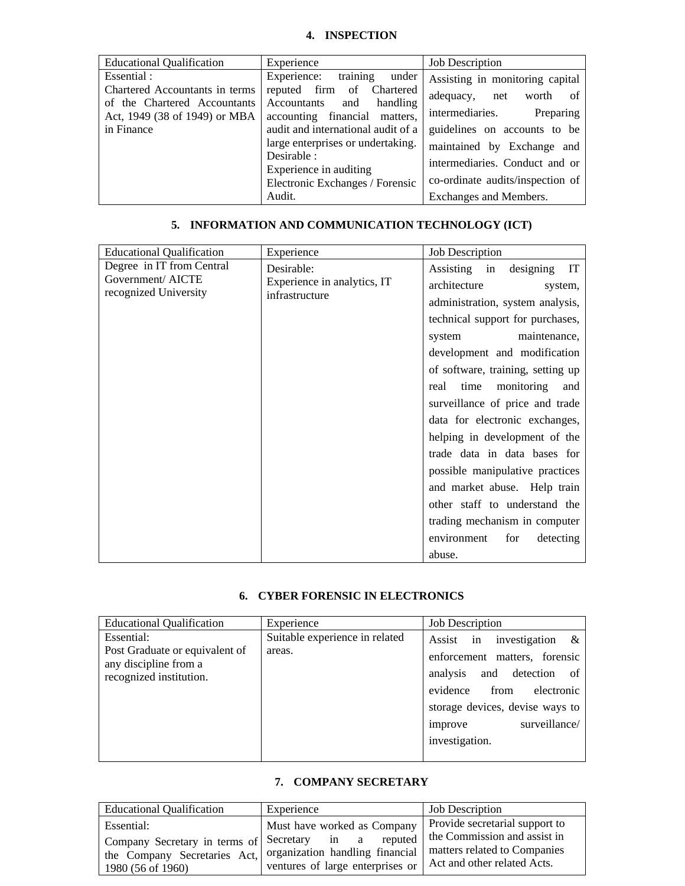## 4. INSPECTION

| Educational Qualification | Experience | Job Description |
|---|---|---|
| Essential :<br>Chartered Accountants in terms of the Chartered Accountants Act, 1949 (38 of 1949) or MBA in Finance | Experience: training under reputed firm of Chartered Accountants and handling accounting financial matters, audit and international audit of a large enterprises or undertaking.<br>Desirable :<br>Experience in auditing Electronic Exchanges / Forensic Audit. | Assisting in monitoring capital adequacy, net worth of intermediaries. Preparing guidelines on accounts to be maintained by Exchange and intermediaries. Conduct and or co-ordinate audits/inspection of Exchanges and Members. |

## 5. INFORMATION AND COMMUNICATION TECHNOLOGY (ICT)

| Educational Qualification | Experience | Job Description |
|---|---|---|
| Degree in IT from Central Government/ AICTE recognized University | Desirable:<br>Experience in analytics, IT infrastructure | Assisting in designing IT architecture system, administration, system analysis, technical support for purchases, system maintenance, development and modification of software, training, setting up real time monitoring and surveillance of price and trade data for electronic exchanges, helping in development of the trade data in data bases for possible manipulative practices and market abuse. Help train other staff to understand the trading mechanism in computer environment for detecting abuse. |

## 6. CYBER FORENSIC IN ELECTRONICS

| Educational Qualification | Experience | Job Description |
|---|---|---|
| Essential:<br>Post Graduate or equivalent of any discipline from a recognized institution. | Suitable experience in related areas. | Assist in investigation & enforcement matters, forensic analysis and detection of evidence from electronic storage devices, devise ways to improve surveillance/ investigation. |

## 7. COMPANY SECRETARY

| Educational Qualification | Experience | Job Description |
|---|---|---|
| Essential:<br>Company Secretary in terms of the Company Secretaries Act, 1980 (56 of 1960) | Must have worked as Company Secretary in a reputed organization handling financial ventures of large enterprises or | Provide secretarial support to the Commission and assist in matters related to Companies Act and other related Acts. |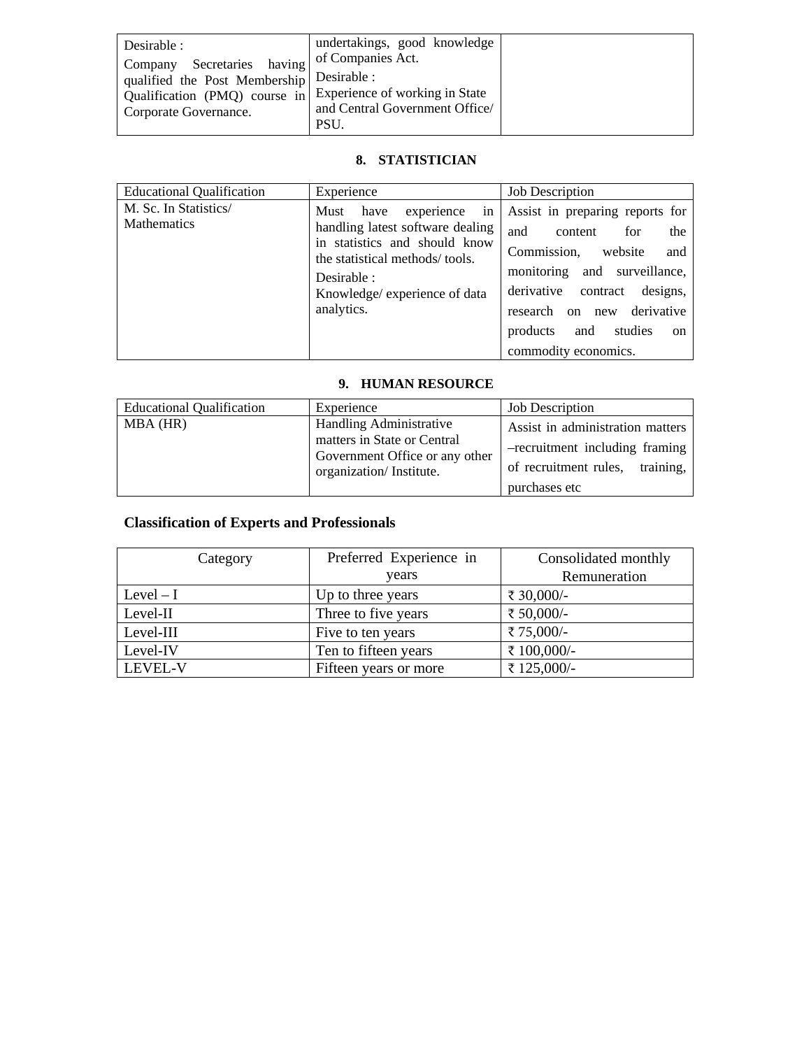| Desirable :<br>Company Secretaries having qualified the Post Membership Qualification (PMQ) course in Corporate Governance. | undertakings, good knowledge of Companies Act.<br>Desirable :<br>Experience of working in State and Central Government Office/ PSU. | |
|---|---|---|

### 8. STATISTICIAN

| Educational Qualification | Experience | Job Description |
|---|---|---|
| M. Sc. In Statistics/ Mathematics | Must have experience in handling latest software dealing in statistics and should know the statistical methods/ tools.<br>Desirable :<br>Knowledge/ experience of data analytics. | Assist in preparing reports for and content for the Commission, website and monitoring and surveillance, derivative contract designs, research on new derivative products and studies on commodity economics. |

### 9. HUMAN RESOURCE

| Educational Qualification | Experience | Job Description |
|---|---|---|
| MBA (HR) | Handling Administrative matters in State or Central Government Office or any other organization/ Institute. | Assist in administration matters –recruitment including framing of recruitment rules, training, purchases etc |

## Classification of Experts and Professionals

| Category | Preferred Experience in years | Consolidated monthly Remuneration |
|---|---|---|
| Level – I | Up to three years | ₹ 30,000/- |
| Level-II | Three to five years | ₹ 50,000/- |
| Level-III | Five to ten years | ₹ 75,000/- |
| Level-IV | Ten to fifteen years | ₹ 100,000/- |
| LEVEL-V | Fifteen years or more | ₹ 125,000/- |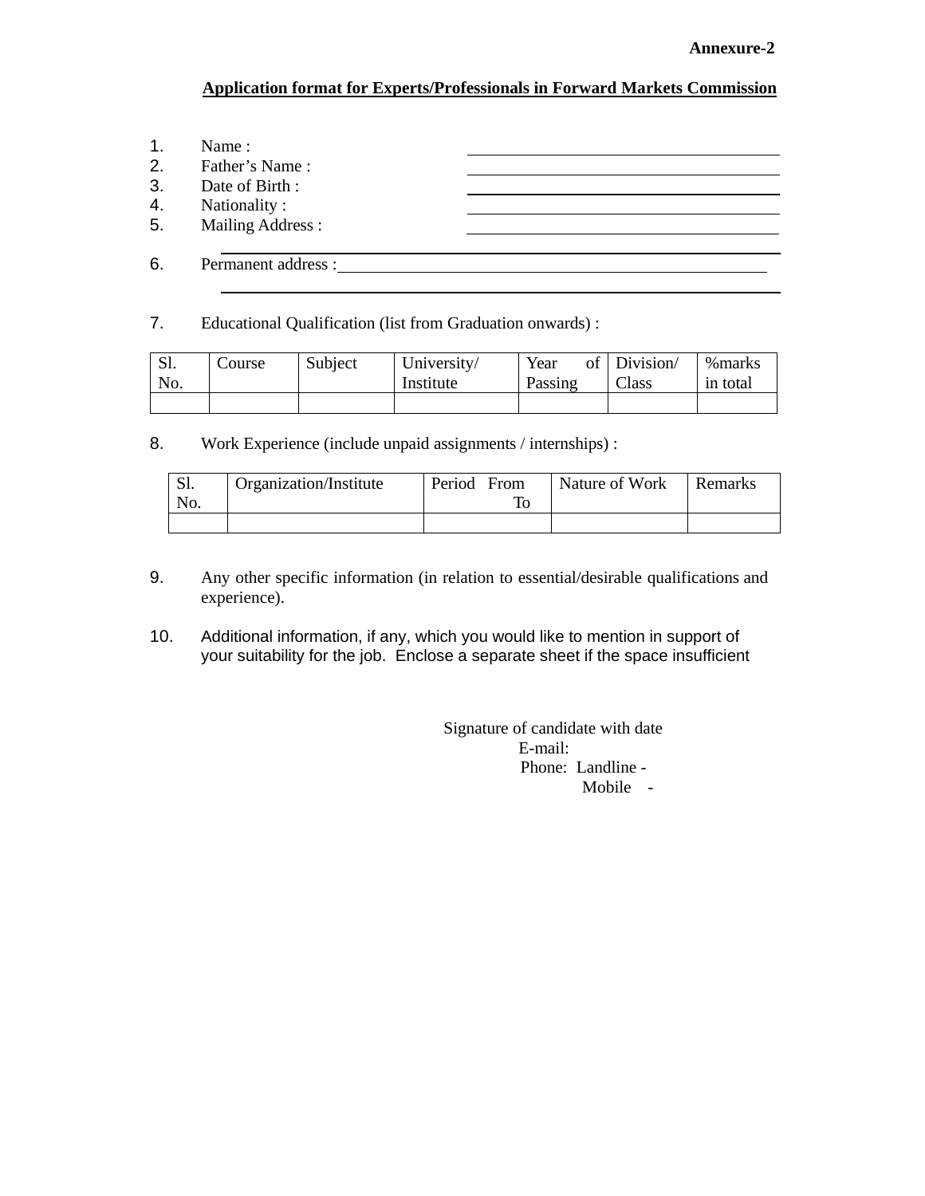**Annexure-2**

**Application format for Experts/Professionals in Forward Markets Commission**

1. Name : ____________________
2. Father's Name : ____________________
3. Date of Birth : ____________________
4. Nationality : ____________________
5. Mailing Address : ____________________

____________________

6. Permanent address : ____________________

____________________

7. Educational Qualification (list from Graduation onwards) :

| Sl. No. | Course | Subject | University/ Institute | Year of Passing | Division/ Class | %marks in total |
|---|---|---|---|---|---|---|
| | | | | | | |

8. Work Experience (include unpaid assignments / internships) :

| Sl. No. | Organization/Institute | Period From To | Nature of Work | Remarks |
|---|---|---|---|---|
| | | | | |

9. Any other specific information (in relation to essential/desirable qualifications and experience).

10. Additional information, if any, which you would like to mention in support of your suitability for the job. Enclose a separate sheet if the space insufficient

Signature of candidate with date

E-mail:

Phone: Landline -

Mobile -